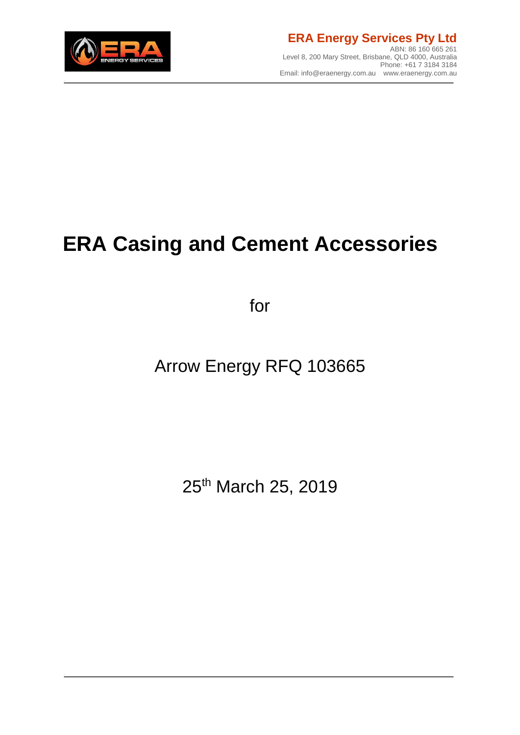**ERA Energy Services Pty Ltd**
ABN: 86 160 665 261
Level 8, 200 Mary Street, Brisbane, QLD 4000, Australia
Phone: +61 7 3184 3184
Email: info@eraenergy.com.au www.eraenergy.com.au

# ERA Casing and Cement Accessories

for

Arrow Energy RFQ 103665

25th March 25, 2019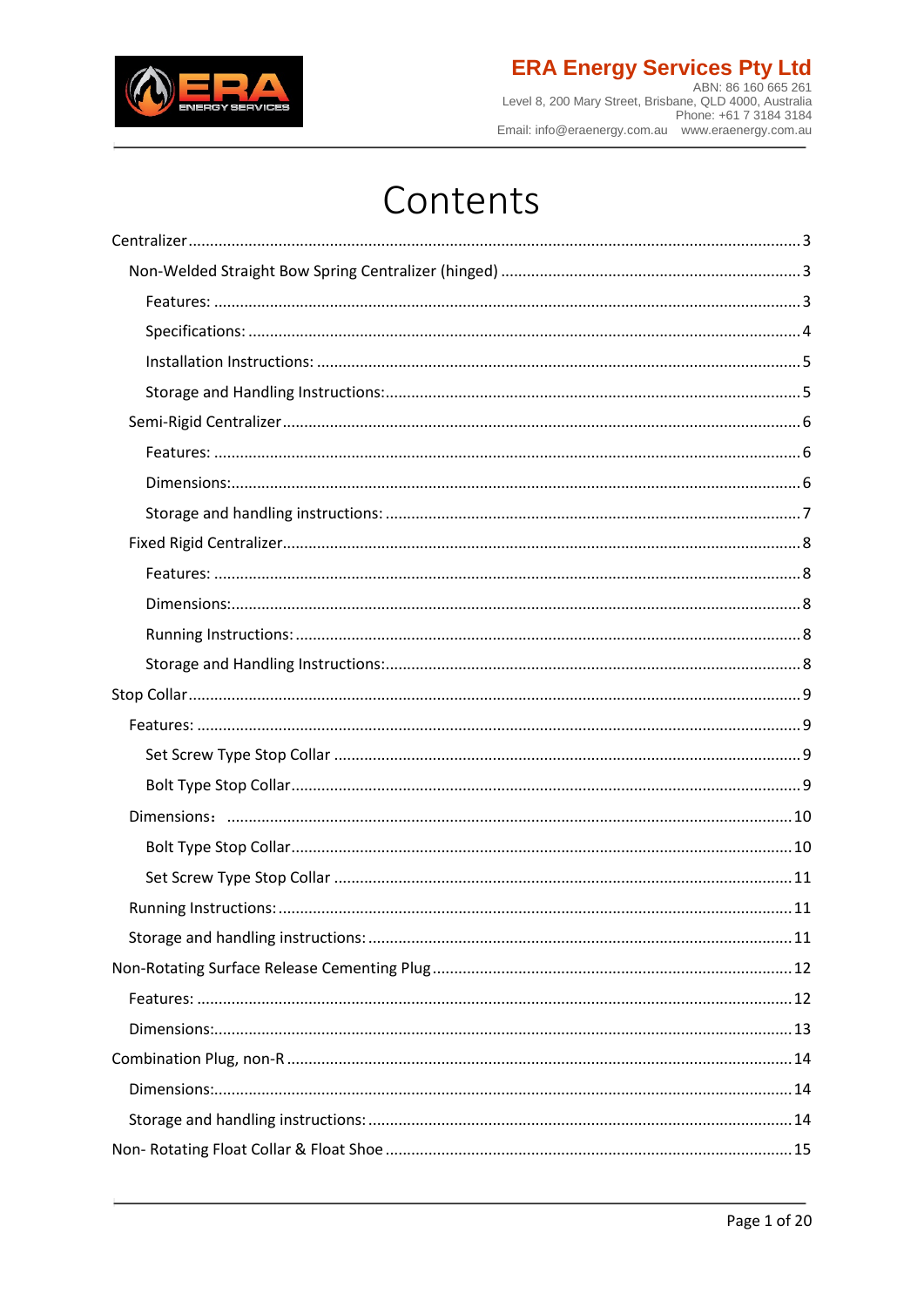# Contents

Centralizer .......... 3

- Non-Welded Straight Bow Spring Centralizer (hinged) .......... 3
  - Features: .......... 3
  - Specifications: .......... 4
  - Installation Instructions: .......... 5
  - Storage and Handling Instructions: .......... 5
- Semi-Rigid Centralizer .......... 6
  - Features: .......... 6
  - Dimensions: .......... 6
  - Storage and handling instructions: .......... 7
- Fixed Rigid Centralizer .......... 8
  - Features: .......... 8
  - Dimensions: .......... 8
  - Running Instructions: .......... 8
  - Storage and Handling Instructions: .......... 8

Stop Collar .......... 9

- Features: .......... 9
  - Set Screw Type Stop Collar .......... 9
  - Bolt Type Stop Collar .......... 9
- Dimensions： .......... 10
  - Bolt Type Stop Collar .......... 10
  - Set Screw Type Stop Collar .......... 11
- Running Instructions: .......... 11
- Storage and handling instructions: .......... 11

Non-Rotating Surface Release Cementing Plug .......... 12

- Features: .......... 12
- Dimensions: .......... 13

Combination Plug, non-R .......... 14

- Dimensions: .......... 14
- Storage and handling instructions: .......... 14

Non- Rotating Float Collar & Float Shoe .......... 15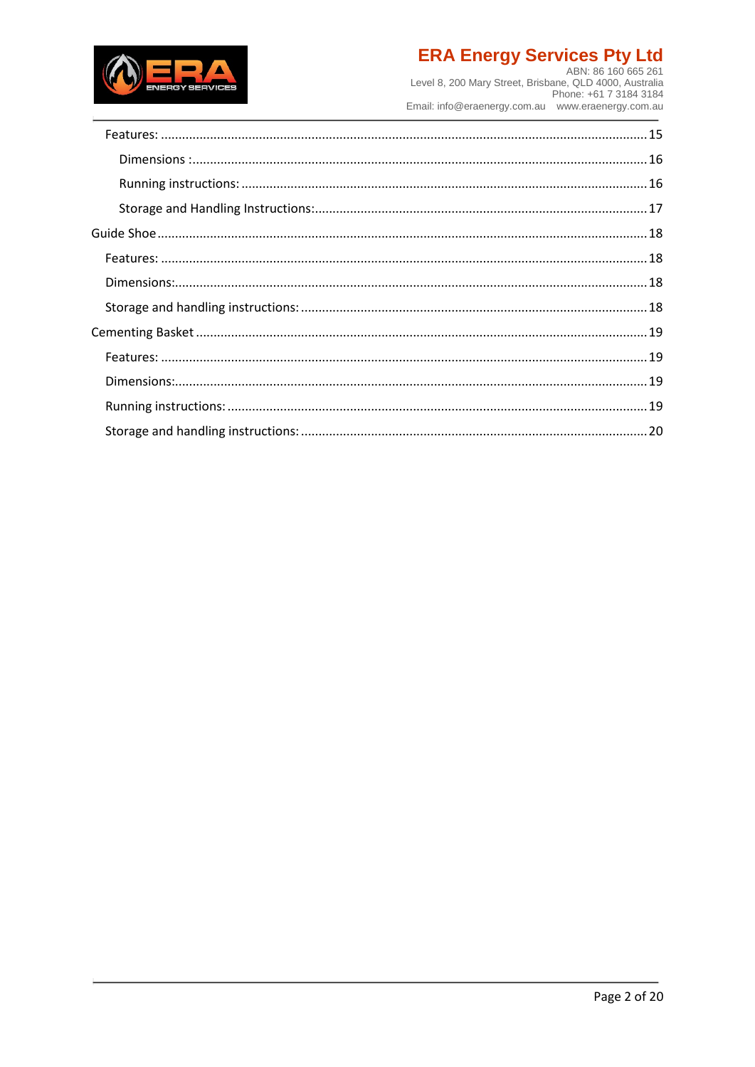- Features: 15
  - Dimensions : 16
  - Running instructions: 16
  - Storage and Handling Instructions: 17
- Guide Shoe 18
  - Features: 18
  - Dimensions: 18
  - Storage and handling instructions: 18
- Cementing Basket 19
  - Features: 19
  - Dimensions: 19
  - Running instructions: 19
  - Storage and handling instructions: 20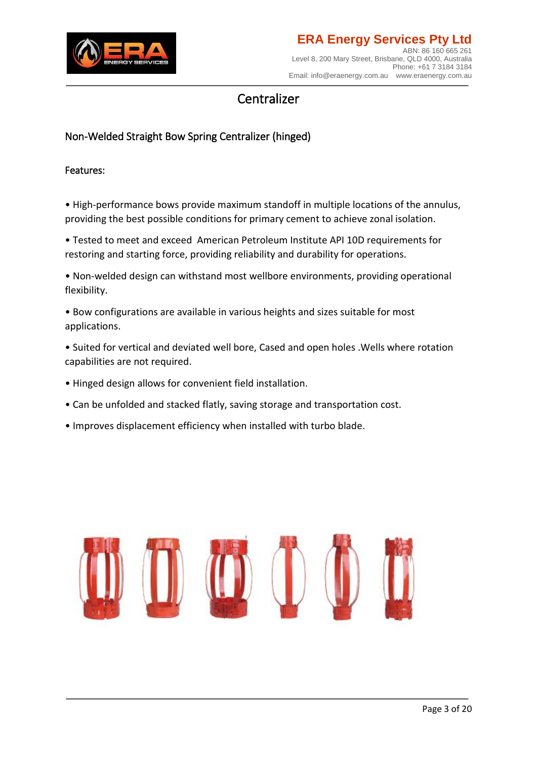# Centralizer

## Non-Welded Straight Bow Spring Centralizer (hinged)

### Features:

- High-performance bows provide maximum standoff in multiple locations of the annulus, providing the best possible conditions for primary cement to achieve zonal isolation.
- Tested to meet and exceed  American Petroleum Institute API 10D requirements for restoring and starting force, providing reliability and durability for operations.
- Non-welded design can withstand most wellbore environments, providing operational flexibility.
- Bow configurations are available in various heights and sizes suitable for most applications.
- Suited for vertical and deviated well bore, Cased and open holes .Wells where rotation capabilities are not required.
- Hinged design allows for convenient field installation.
- Can be unfolded and stacked flatly, saving storage and transportation cost.
- Improves displacement efficiency when installed with turbo blade.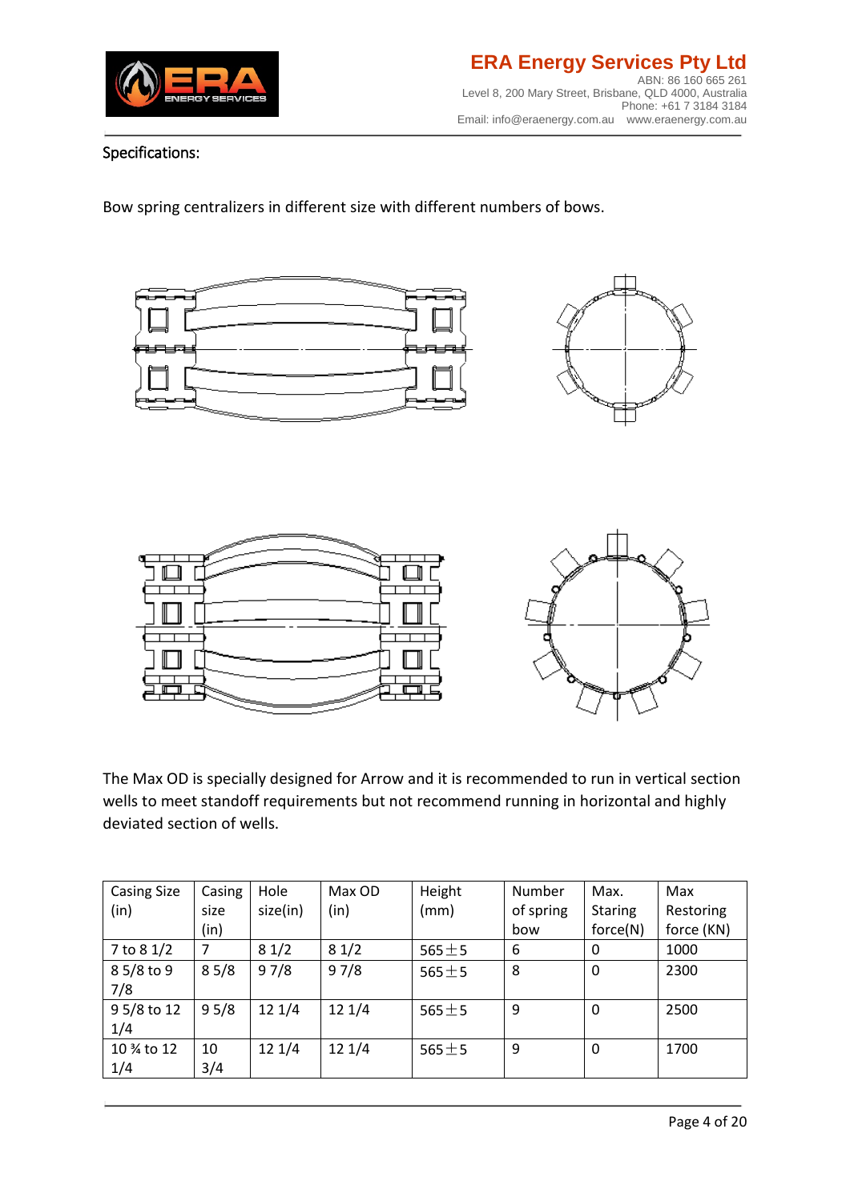Specifications:

Bow spring centralizers in different size with different numbers of bows.

The Max OD is specially designed for Arrow and it is recommended to run in vertical section wells to meet standoff requirements but not recommend running in horizontal and highly deviated section of wells.

| Casing Size (in) | Casing size (in) | Hole size(in) | Max OD (in) | Height (mm) | Number of spring bow | Max. Staring force(N) | Max Restoring force (KN) |
|---|---|---|---|---|---|---|---|
| 7 to 8 1/2 | 7 | 8 1/2 | 8 1/2 | 565±5 | 6 | 0 | 1000 |
| 8 5/8 to 9 7/8 | 8 5/8 | 9 7/8 | 9 7/8 | 565±5 | 8 | 0 | 2300 |
| 9 5/8 to 12 1/4 | 9 5/8 | 12 1/4 | 12 1/4 | 565±5 | 9 | 0 | 2500 |
| 10 ¾ to 12 1/4 | 10 3/4 | 12 1/4 | 12 1/4 | 565±5 | 9 | 0 | 1700 |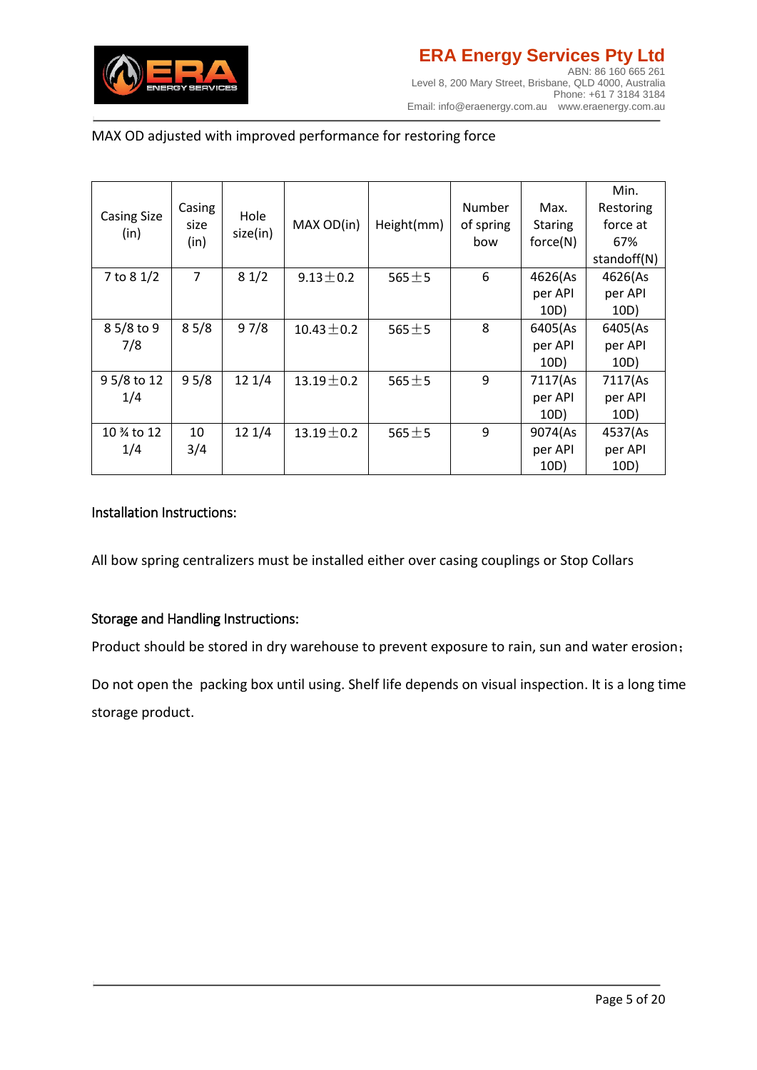MAX OD adjusted with improved performance for restoring force

| Casing Size (in) | Casing size (in) | Hole size(in) | MAX OD(in) | Height(mm) | Number of spring bow | Max. Staring force(N) | Min. Restoring force at 67% standoff(N) |
|---|---|---|---|---|---|---|---|
| 7 to 8 1/2 | 7 | 8 1/2 | 9.13±0.2 | 565±5 | 6 | 4626(As per API 10D) | 4626(As per API 10D) |
| 8 5/8 to 9 7/8 | 8 5/8 | 9 7/8 | 10.43±0.2 | 565±5 | 8 | 6405(As per API 10D) | 6405(As per API 10D) |
| 9 5/8 to 12 1/4 | 9 5/8 | 12 1/4 | 13.19±0.2 | 565±5 | 9 | 7117(As per API 10D) | 7117(As per API 10D) |
| 10 ¾ to 12 1/4 | 10 3/4 | 12 1/4 | 13.19±0.2 | 565±5 | 9 | 9074(As per API 10D) | 4537(As per API 10D) |

Installation Instructions:

All bow spring centralizers must be installed either over casing couplings or Stop Collars

Storage and Handling Instructions:

Product should be stored in dry warehouse to prevent exposure to rain, sun and water erosion；

Do not open the packing box until using. Shelf life depends on visual inspection. It is a long time storage product.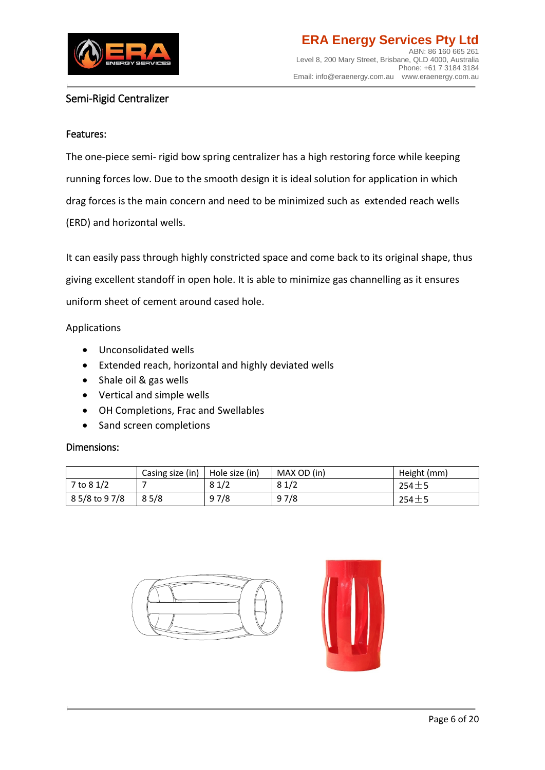## Semi-Rigid Centralizer

### Features:

The one-piece semi- rigid bow spring centralizer has a high restoring force while keeping running forces low. Due to the smooth design it is ideal solution for application in which drag forces is the main concern and need to be minimized such as extended reach wells (ERD) and horizontal wells.

It can easily pass through highly constricted space and come back to its original shape, thus giving excellent standoff in open hole. It is able to minimize gas channelling as it ensures uniform sheet of cement around cased hole.

Applications

- Unconsolidated wells
- Extended reach, horizontal and highly deviated wells
- Shale oil & gas wells
- Vertical and simple wells
- OH Completions, Frac and Swellables
- Sand screen completions

### Dimensions:

| | Casing size (in) | Hole size (in) | MAX OD (in) | Height (mm) |
|---|---|---|---|---|
| 7 to 8 1/2 | 7 | 8 1/2 | 8 1/2 | 254±5 |
| 8 5/8 to 9 7/8 | 8 5/8 | 9 7/8 | 9 7/8 | 254±5 |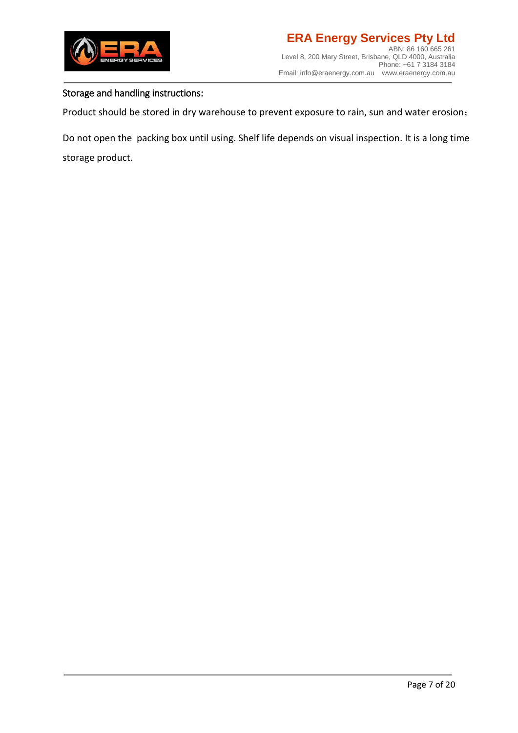Storage and handling instructions:

Product should be stored in dry warehouse to prevent exposure to rain, sun and water erosion；

Do not open the  packing box until using. Shelf life depends on visual inspection. It is a long time storage product.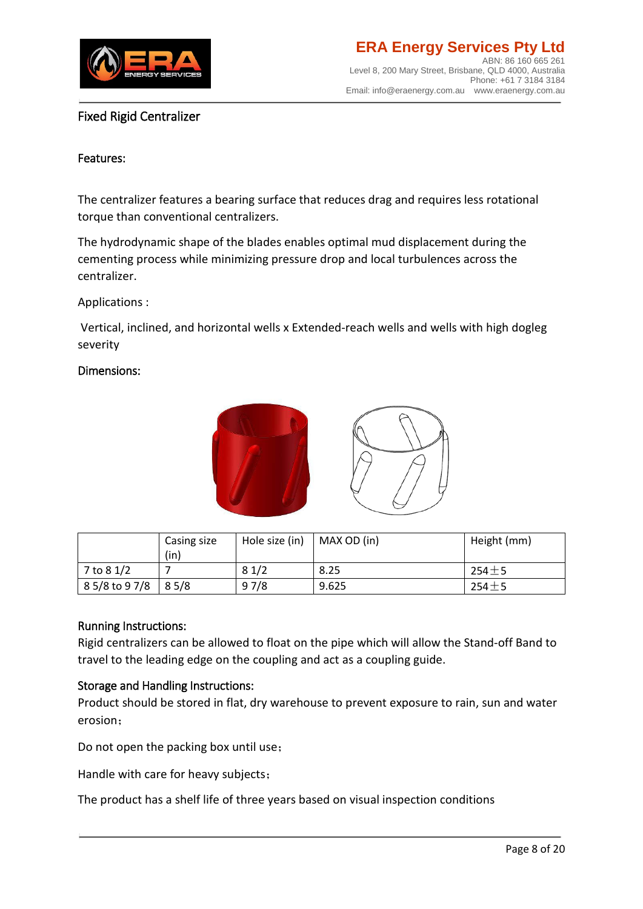## Fixed Rigid Centralizer

### Features:

The centralizer features a bearing surface that reduces drag and requires less rotational torque than conventional centralizers.

The hydrodynamic shape of the blades enables optimal mud displacement during the cementing process while minimizing pressure drop and local turbulences across the centralizer.

Applications :

Vertical, inclined, and horizontal wells x Extended-reach wells and wells with high dogleg severity

### Dimensions:

| | Casing size (in) | Hole size (in) | MAX OD (in) | Height (mm) |
|---|---|---|---|---|
| 7 to 8 1/2 | 7 | 8 1/2 | 8.25 | 254±5 |
| 8 5/8 to 9 7/8 | 8 5/8 | 9 7/8 | 9.625 | 254±5 |

### Running Instructions:

Rigid centralizers can be allowed to float on the pipe which will allow the Stand-off Band to travel to the leading edge on the coupling and act as a coupling guide.

### Storage and Handling Instructions:

Product should be stored in flat, dry warehouse to prevent exposure to rain, sun and water erosion；

Do not open the packing box until use；

Handle with care for heavy subjects；

The product has a shelf life of three years based on visual inspection conditions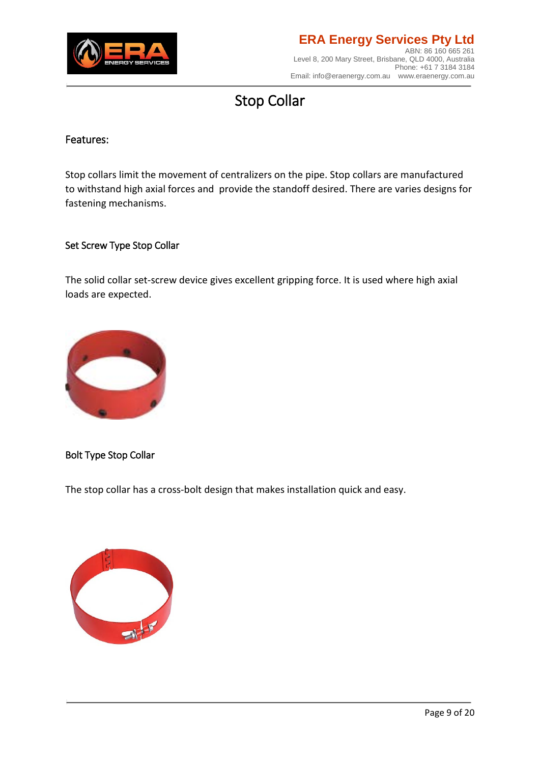# Stop Collar

## Features:

Stop collars limit the movement of centralizers on the pipe. Stop collars are manufactured to withstand high axial forces and provide the standoff desired. There are varies designs for fastening mechanisms.

### Set Screw Type Stop Collar

The solid collar set-screw device gives excellent gripping force. It is used where high axial loads are expected.

### Bolt Type Stop Collar

The stop collar has a cross-bolt design that makes installation quick and easy.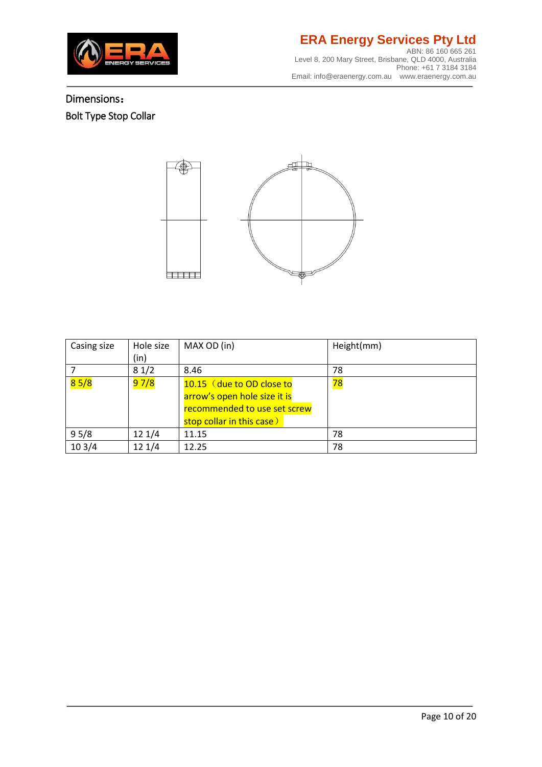Dimensions：

Bolt Type Stop Collar

| Casing size | Hole size (in) | MAX OD (in) | Height(mm) |
|---|---|---|---|
| 7 | 8 1/2 | 8.46 | 78 |
| 8 5/8 | 9 7/8 | 10.15（due to OD close to arrow's open hole size it is recommended to use set screw stop collar in this case） | 78 |
| 9 5/8 | 12 1/4 | 11.15 | 78 |
| 10 3/4 | 12 1/4 | 12.25 | 78 |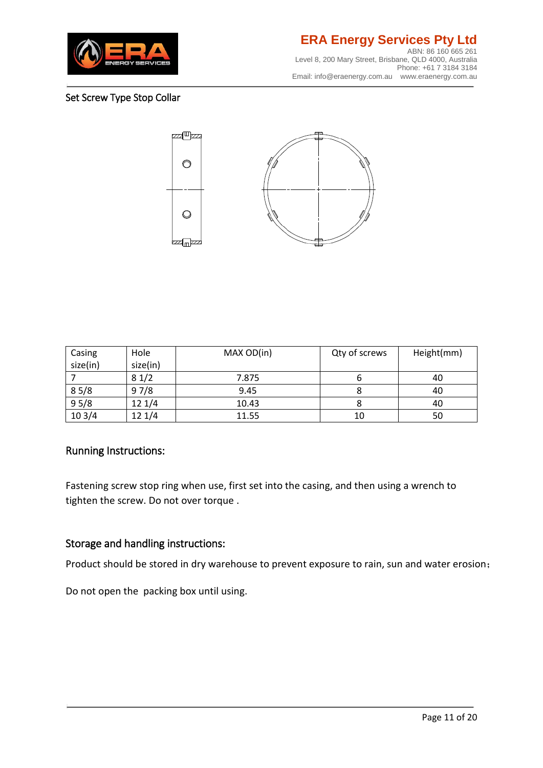## Set Screw Type Stop Collar

| Casing size(in) | Hole size(in) | MAX OD(in) | Qty of screws | Height(mm) |
|---|---|---|---|---|
| 7 | 8 1/2 | 7.875 | 6 | 40 |
| 8 5/8 | 9 7/8 | 9.45 | 8 | 40 |
| 9 5/8 | 12 1/4 | 10.43 | 8 | 40 |
| 10 3/4 | 12 1/4 | 11.55 | 10 | 50 |

## Running Instructions:

Fastening screw stop ring when use, first set into the casing, and then using a wrench to tighten the screw. Do not over torque .

## Storage and handling instructions:

Product should be stored in dry warehouse to prevent exposure to rain, sun and water erosion;

Do not open the packing box until using.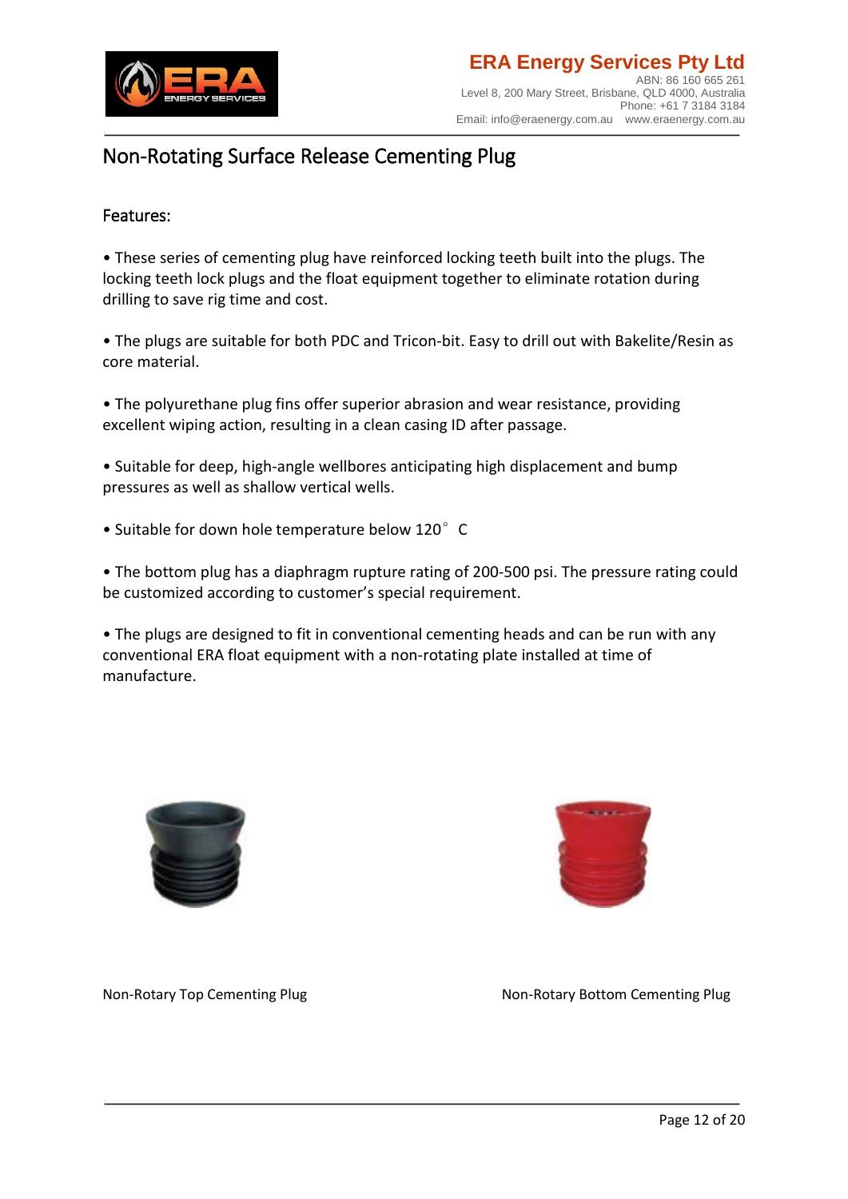# Non-Rotating Surface Release Cementing Plug

## Features:

• These series of cementing plug have reinforced locking teeth built into the plugs. The locking teeth lock plugs and the float equipment together to eliminate rotation during drilling to save rig time and cost.

• The plugs are suitable for both PDC and Tricon-bit. Easy to drill out with Bakelite/Resin as core material.

• The polyurethane plug fins offer superior abrasion and wear resistance, providing excellent wiping action, resulting in a clean casing ID after passage.

• Suitable for deep, high-angle wellbores anticipating high displacement and bump pressures as well as shallow vertical wells.

• Suitable for down hole temperature below 120° C

• The bottom plug has a diaphragm rupture rating of 200-500 psi. The pressure rating could be customized according to customer's special requirement.

• The plugs are designed to fit in conventional cementing heads and can be run with any conventional ERA float equipment with a non-rotating plate installed at time of manufacture.

Non-Rotary Top Cementing Plug

Non-Rotary Bottom Cementing Plug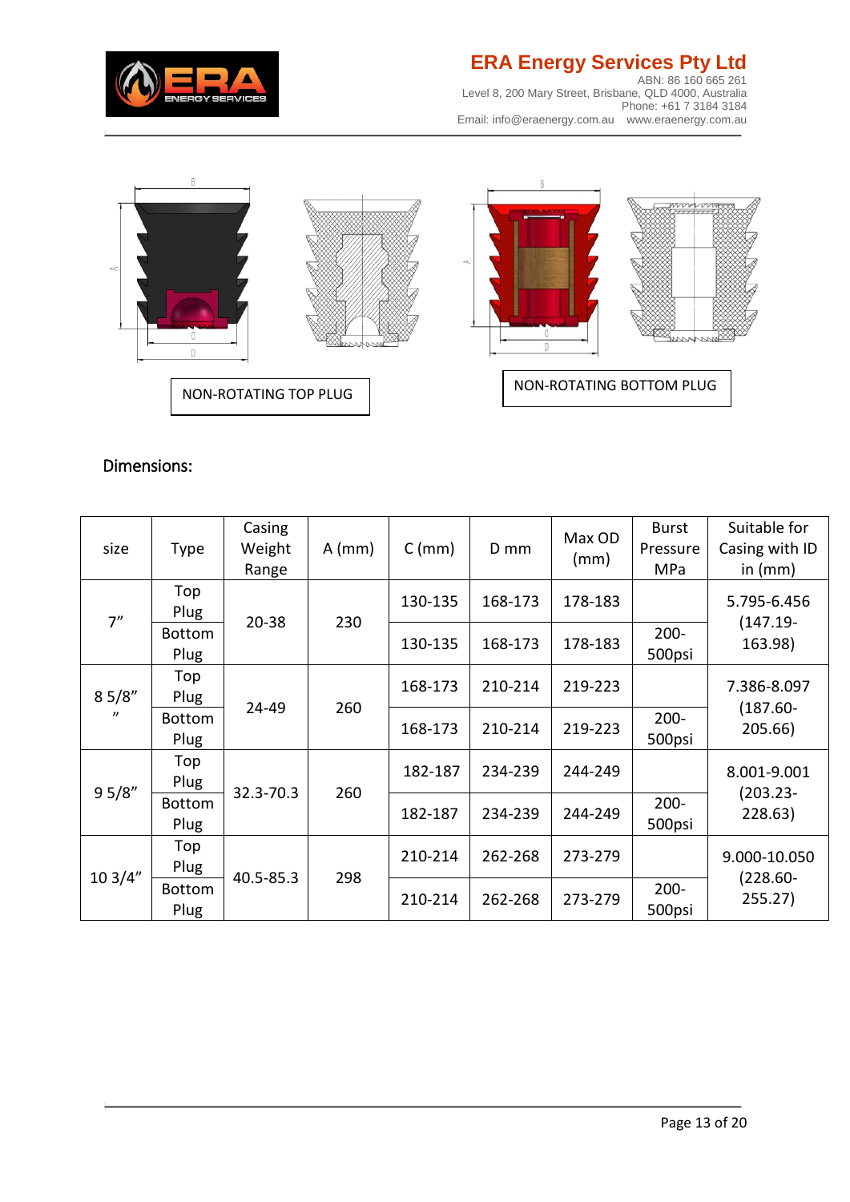NON-ROTATING TOP PLUG

NON-ROTATING BOTTOM PLUG

## Dimensions:

| size | Type | Casing Weight Range | A (mm) | C (mm) | D mm | Max OD (mm) | Burst Pressure MPa | Suitable for Casing with ID in (mm) |
|---|---|---|---|---|---|---|---|---|
| 7” | Top Plug | 20-38 | 230 | 130-135 | 168-173 | 178-183 | | 5.795-6.456 (147.19-163.98) |
| | Bottom Plug | | | 130-135 | 168-173 | 178-183 | 200-500psi | |
| 8 5/8” | Top Plug | 24-49 | 260 | 168-173 | 210-214 | 219-223 | | 7.386-8.097 (187.60-205.66) |
| | Bottom Plug | | | 168-173 | 210-214 | 219-223 | 200-500psi | |
| 9 5/8” | Top Plug | 32.3-70.3 | 260 | 182-187 | 234-239 | 244-249 | | 8.001-9.001 (203.23-228.63) |
| | Bottom Plug | | | 182-187 | 234-239 | 244-249 | 200-500psi | |
| 10 3/4” | Top Plug | 40.5-85.3 | 298 | 210-214 | 262-268 | 273-279 | | 9.000-10.050 (228.60-255.27) |
| | Bottom Plug | | | 210-214 | 262-268 | 273-279 | 200-500psi | |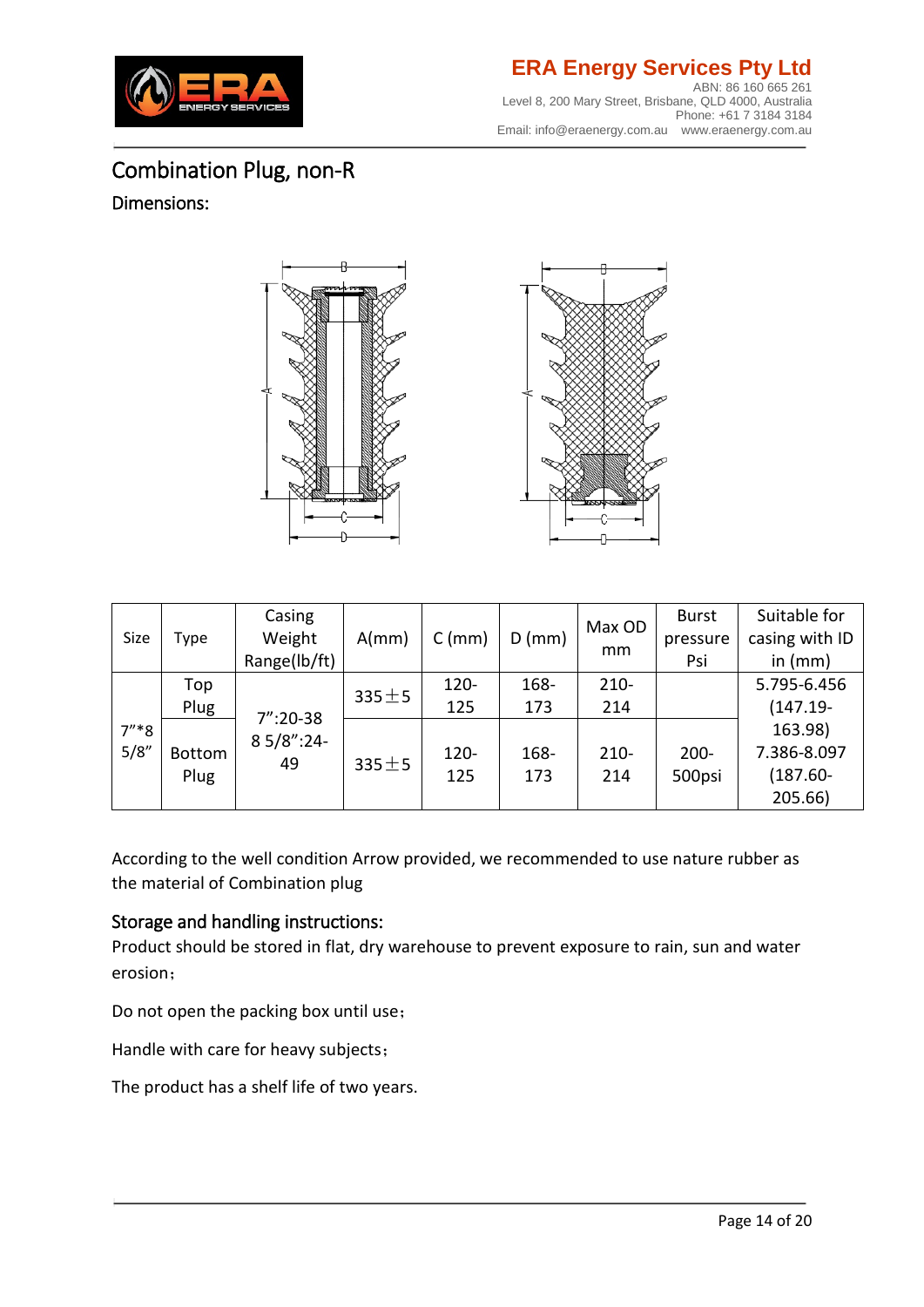# Combination Plug, non-R

## Dimensions:

| Size | Type | Casing Weight Range(lb/ft) | A(mm) | C (mm) | D (mm) | Max OD mm | Burst pressure Psi | Suitable for casing with ID in (mm) |
|---|---|---|---|---|---|---|---|---|
| 7"*8 5/8" | Top Plug | 7":20-38 8 5/8":24-49 | 335±5 | 120-125 | 168-173 | 210-214 | | 5.795-6.456 (147.19-163.98) 7.386-8.097 (187.60-205.66) |
| | Bottom Plug | | 335±5 | 120-125 | 168-173 | 210-214 | 200-500psi | |

According to the well condition Arrow provided, we recommended to use nature rubber as the material of Combination plug

### Storage and handling instructions:

Product should be stored in flat, dry warehouse to prevent exposure to rain, sun and water erosion;

Do not open the packing box until use;

Handle with care for heavy subjects;

The product has a shelf life of two years.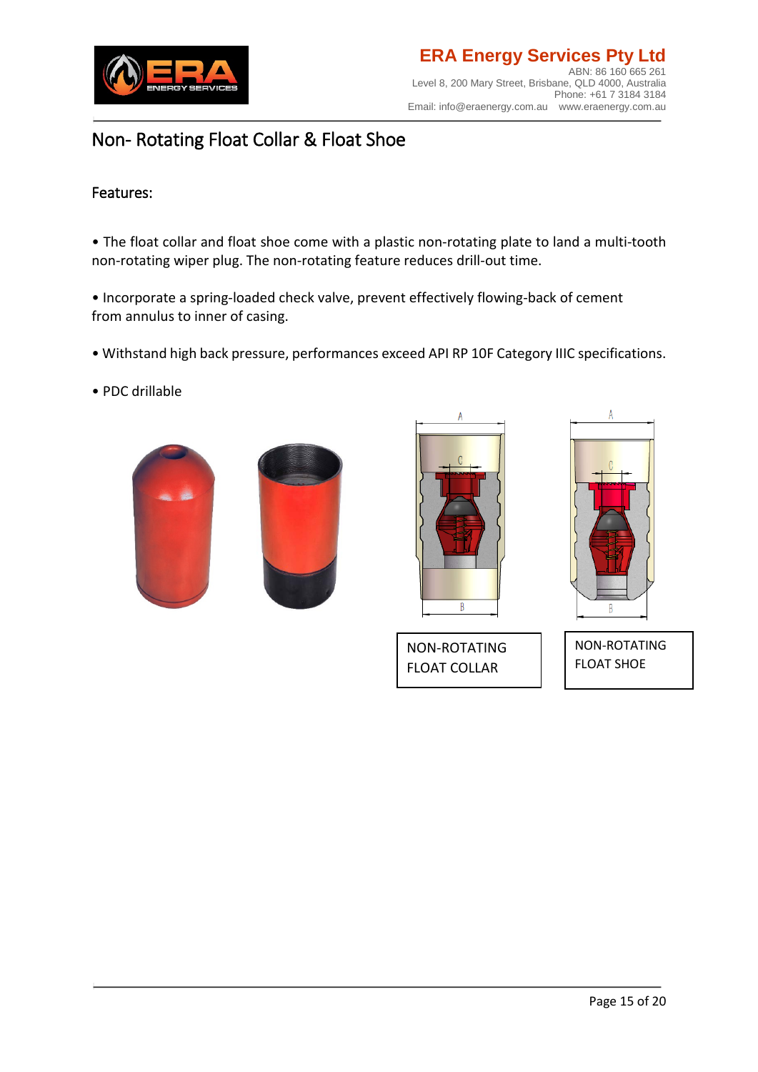# Non- Rotating Float Collar & Float Shoe

## Features:

• The float collar and float shoe come with a plastic non-rotating plate to land a multi-tooth non-rotating wiper plug. The non-rotating feature reduces drill-out time.

• Incorporate a spring-loaded check valve, prevent effectively flowing-back of cement from annulus to inner of casing.

• Withstand high back pressure, performances exceed API RP 10F Category IIIC specifications.

• PDC drillable

NON-ROTATING FLOAT COLLAR

NON-ROTATING FLOAT SHOE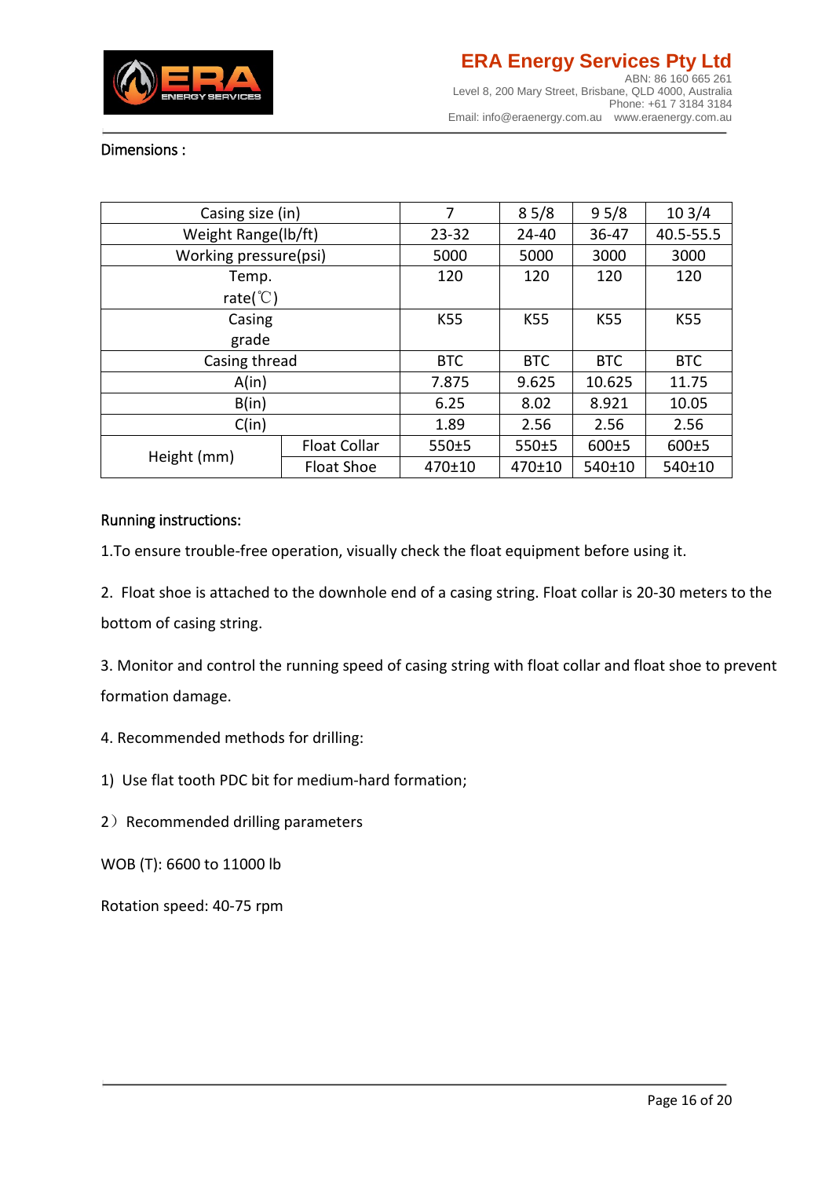Dimensions :

| | | | | | |
|---|---|---|---|---|---|
| Casing size (in) | | 7 | 8 5/8 | 9 5/8 | 10 3/4 |
| Weight Range(lb/ft) | | 23-32 | 24-40 | 36-47 | 40.5-55.5 |
| Working pressure(psi) | | 5000 | 5000 | 3000 | 3000 |
| Temp. rate(℃) | | 120 | 120 | 120 | 120 |
| Casing grade | | K55 | K55 | K55 | K55 |
| Casing thread | | BTC | BTC | BTC | BTC |
| A(in) | | 7.875 | 9.625 | 10.625 | 11.75 |
| B(in) | | 6.25 | 8.02 | 8.921 | 10.05 |
| C(in) | | 1.89 | 2.56 | 2.56 | 2.56 |
| Height (mm) | Float Collar | 550±5 | 550±5 | 600±5 | 600±5 |
| | Float Shoe | 470±10 | 470±10 | 540±10 | 540±10 |

Running instructions:

1.To ensure trouble-free operation, visually check the float equipment before using it.

2. Float shoe is attached to the downhole end of a casing string. Float collar is 20-30 meters to the bottom of casing string.

3. Monitor and control the running speed of casing string with float collar and float shoe to prevent formation damage.

4. Recommended methods for drilling:

1) Use flat tooth PDC bit for medium-hard formation;

2）Recommended drilling parameters

WOB (T): 6600 to 11000 lb

Rotation speed: 40-75 rpm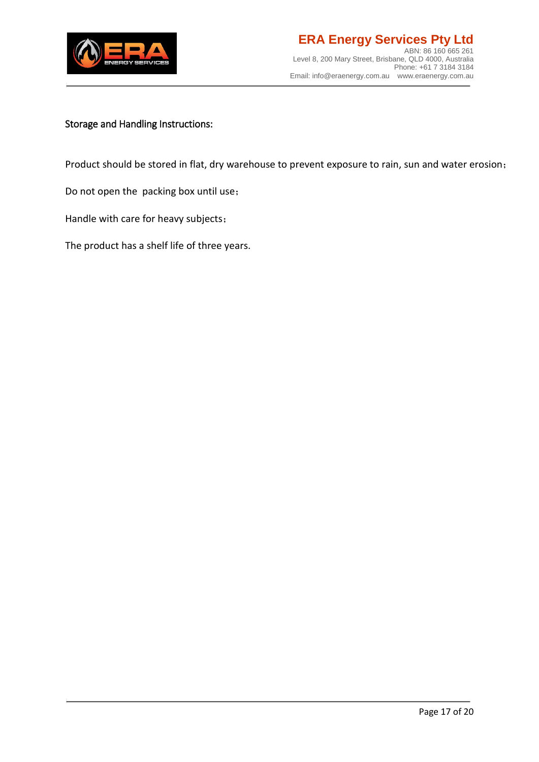Storage and Handling Instructions:

Product should be stored in flat, dry warehouse to prevent exposure to rain, sun and water erosion；

Do not open the  packing box until use；

Handle with care for heavy subjects；

The product has a shelf life of three years.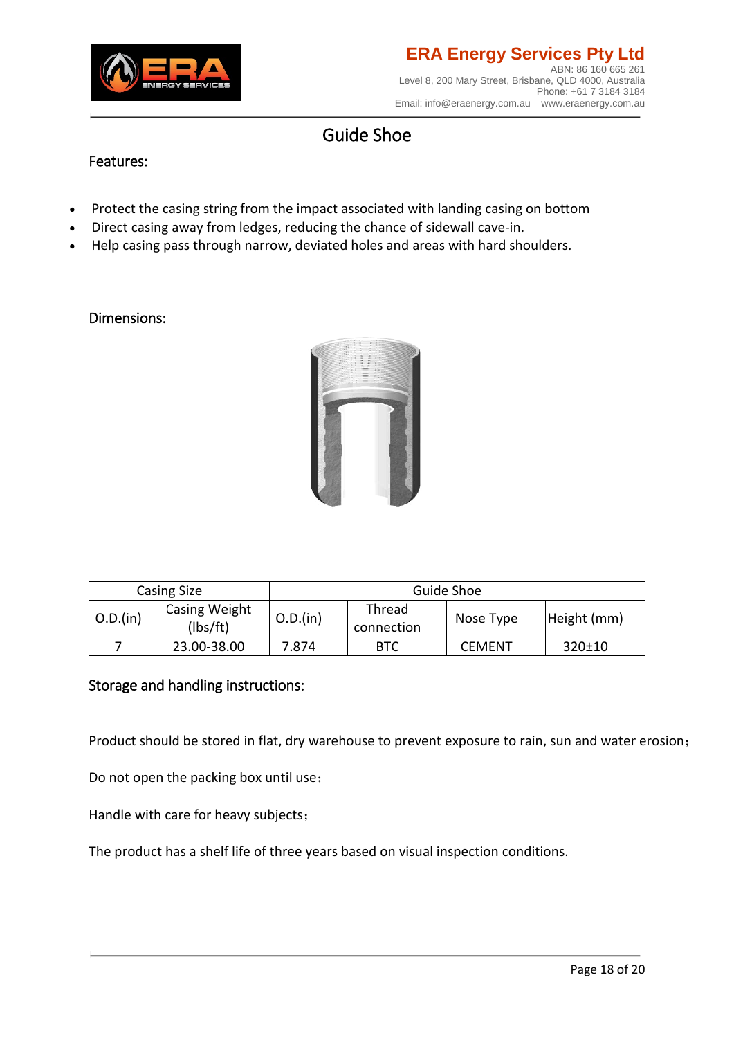# Guide Shoe

## Features:

- Protect the casing string from the impact associated with landing casing on bottom
- Direct casing away from ledges, reducing the chance of sidewall cave-in.
- Help casing pass through narrow, deviated holes and areas with hard shoulders.

## Dimensions:

| Casing Size | | Guide Shoe | | | |
|---|---|---|---|---|---|
| O.D.(in) | Casing Weight (lbs/ft) | O.D.(in) | Thread connection | Nose Type | Height (mm) |
| 7 | 23.00-38.00 | 7.874 | BTC | CEMENT | 320±10 |

## Storage and handling instructions:

Product should be stored in flat, dry warehouse to prevent exposure to rain, sun and water erosion；

Do not open the packing box until use；

Handle with care for heavy subjects；

The product has a shelf life of three years based on visual inspection conditions.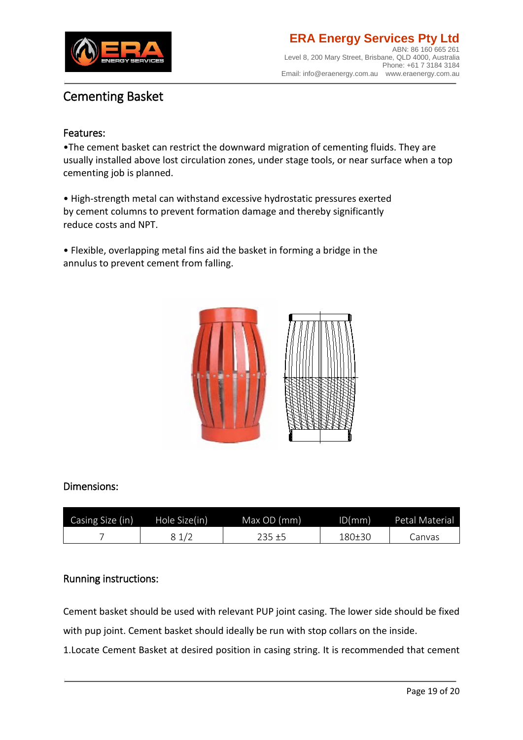# Cementing Basket

## Features:

•The cement basket can restrict the downward migration of cementing fluids. They are usually installed above lost circulation zones, under stage tools, or near surface when a top cementing job is planned.

• High-strength metal can withstand excessive hydrostatic pressures exerted by cement columns to prevent formation damage and thereby significantly reduce costs and NPT.

• Flexible, overlapping metal fins aid the basket in forming a bridge in the annulus to prevent cement from falling.

## Dimensions:

| Casing Size (in) | Hole Size(in) | Max OD (mm) | ID(mm) | Petal Material |
|---|---|---|---|---|
| 7 | 8 1/2 | 235 ±5 | 180±30 | Canvas |

## Running instructions:

Cement basket should be used with relevant PUP joint casing. The lower side should be fixed with pup joint. Cement basket should ideally be run with stop collars on the inside.

1.Locate Cement Basket at desired position in casing string. It is recommended that cement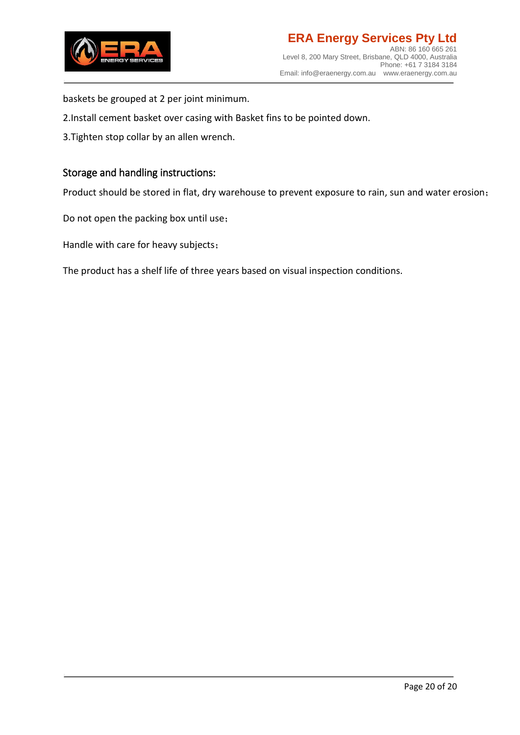baskets be grouped at 2 per joint minimum.

2.Install cement basket over casing with Basket fins to be pointed down.

3.Tighten stop collar by an allen wrench.

## Storage and handling instructions:

Product should be stored in flat, dry warehouse to prevent exposure to rain, sun and water erosion；

Do not open the packing box until use；

Handle with care for heavy subjects；

The product has a shelf life of three years based on visual inspection conditions.